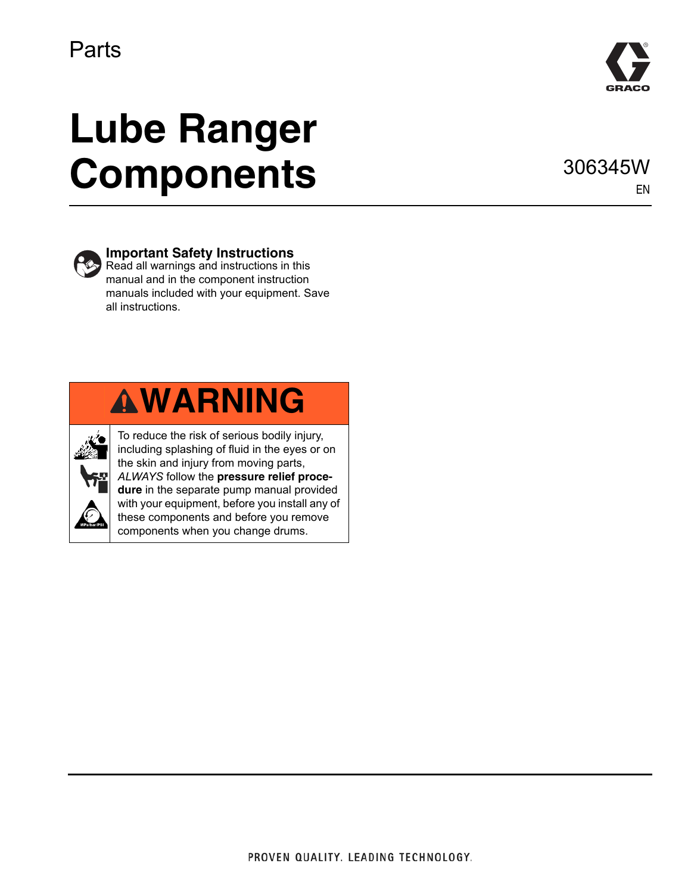Parts

# Lube Ranger Components

306345W

EN

**Important Safety Instructions**
Read all warnings and instructions in this manual and in the component instruction manuals included with your equipment. Save all instructions.

## WARNING

To reduce the risk of serious bodily injury, including splashing of fluid in the eyes or on the skin and injury from moving parts, *ALWAYS* follow the **pressure relief procedure** in the separate pump manual provided with your equipment, before you install any of these components and before you remove components when you change drums.

PROVEN QUALITY. LEADING TECHNOLOGY.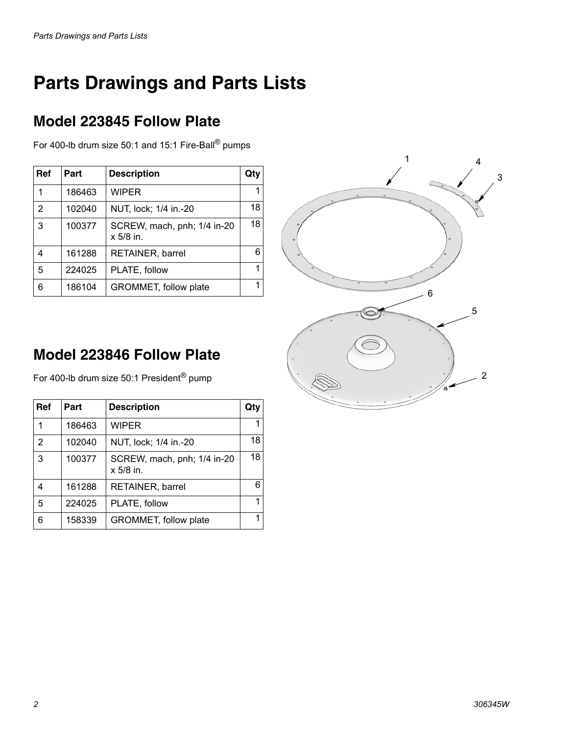# Parts Drawings and Parts Lists

## Model 223845 Follow Plate

For 400-lb drum size 50:1 and 15:1 Fire-Ball® pumps

| Ref | Part | Description | Qty |
| --- | --- | --- | --- |
| 1 | 186463 | WIPER | 1 |
| 2 | 102040 | NUT, lock; 1/4 in.-20 | 18 |
| 3 | 100377 | SCREW, mach, pnh; 1/4 in-20 x 5/8 in. | 18 |
| 4 | 161288 | RETAINER, barrel | 6 |
| 5 | 224025 | PLATE, follow | 1 |
| 6 | 186104 | GROMMET, follow plate | 1 |

## Model 223846 Follow Plate

For 400-lb drum size 50:1 President® pump

| Ref | Part | Description | Qty |
| --- | --- | --- | --- |
| 1 | 186463 | WIPER | 1 |
| 2 | 102040 | NUT, lock; 1/4 in.-20 | 18 |
| 3 | 100377 | SCREW, mach, pnh; 1/4 in-20 x 5/8 in. | 18 |
| 4 | 161288 | RETAINER, barrel | 6 |
| 5 | 224025 | PLATE, follow | 1 |
| 6 | 158339 | GROMMET, follow plate | 1 |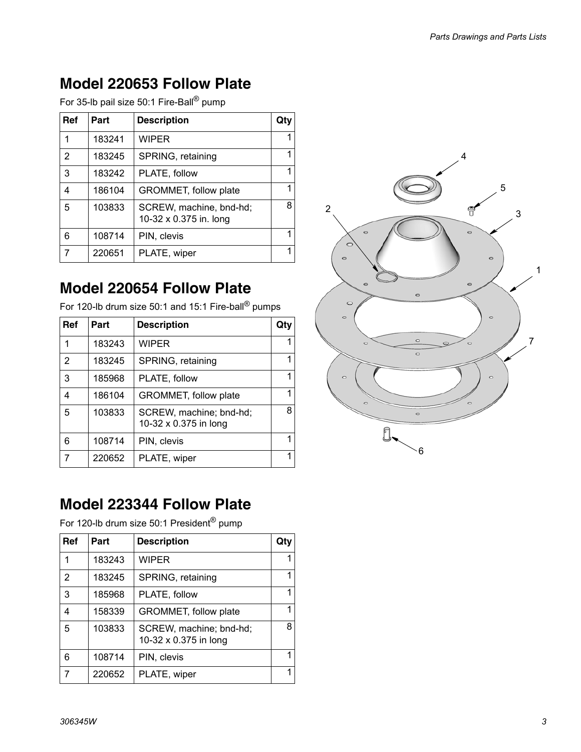## Model 220653 Follow Plate

For 35-lb pail size 50:1 Fire-Ball® pump

| Ref | Part | Description | Qty |
|---|---|---|---|
| 1 | 183241 | WIPER | 1 |
| 2 | 183245 | SPRING, retaining | 1 |
| 3 | 183242 | PLATE, follow | 1 |
| 4 | 186104 | GROMMET, follow plate | 1 |
| 5 | 103833 | SCREW, machine, bnd-hd; 10-32 x 0.375 in. long | 8 |
| 6 | 108714 | PIN, clevis | 1 |
| 7 | 220651 | PLATE, wiper | 1 |

## Model 220654 Follow Plate

For 120-lb drum size 50:1 and 15:1 Fire-ball® pumps

| Ref | Part | Description | Qty |
|---|---|---|---|
| 1 | 183243 | WIPER | 1 |
| 2 | 183245 | SPRING, retaining | 1 |
| 3 | 185968 | PLATE, follow | 1 |
| 4 | 186104 | GROMMET, follow plate | 1 |
| 5 | 103833 | SCREW, machine; bnd-hd; 10-32 x 0.375 in long | 8 |
| 6 | 108714 | PIN, clevis | 1 |
| 7 | 220652 | PLATE, wiper | 1 |

## Model 223344 Follow Plate

For 120-lb drum size 50:1 President® pump

| Ref | Part | Description | Qty |
|---|---|---|---|
| 1 | 183243 | WIPER | 1 |
| 2 | 183245 | SPRING, retaining | 1 |
| 3 | 185968 | PLATE, follow | 1 |
| 4 | 158339 | GROMMET, follow plate | 1 |
| 5 | 103833 | SCREW, machine; bnd-hd; 10-32 x 0.375 in long | 8 |
| 6 | 108714 | PIN, clevis | 1 |
| 7 | 220652 | PLATE, wiper | 1 |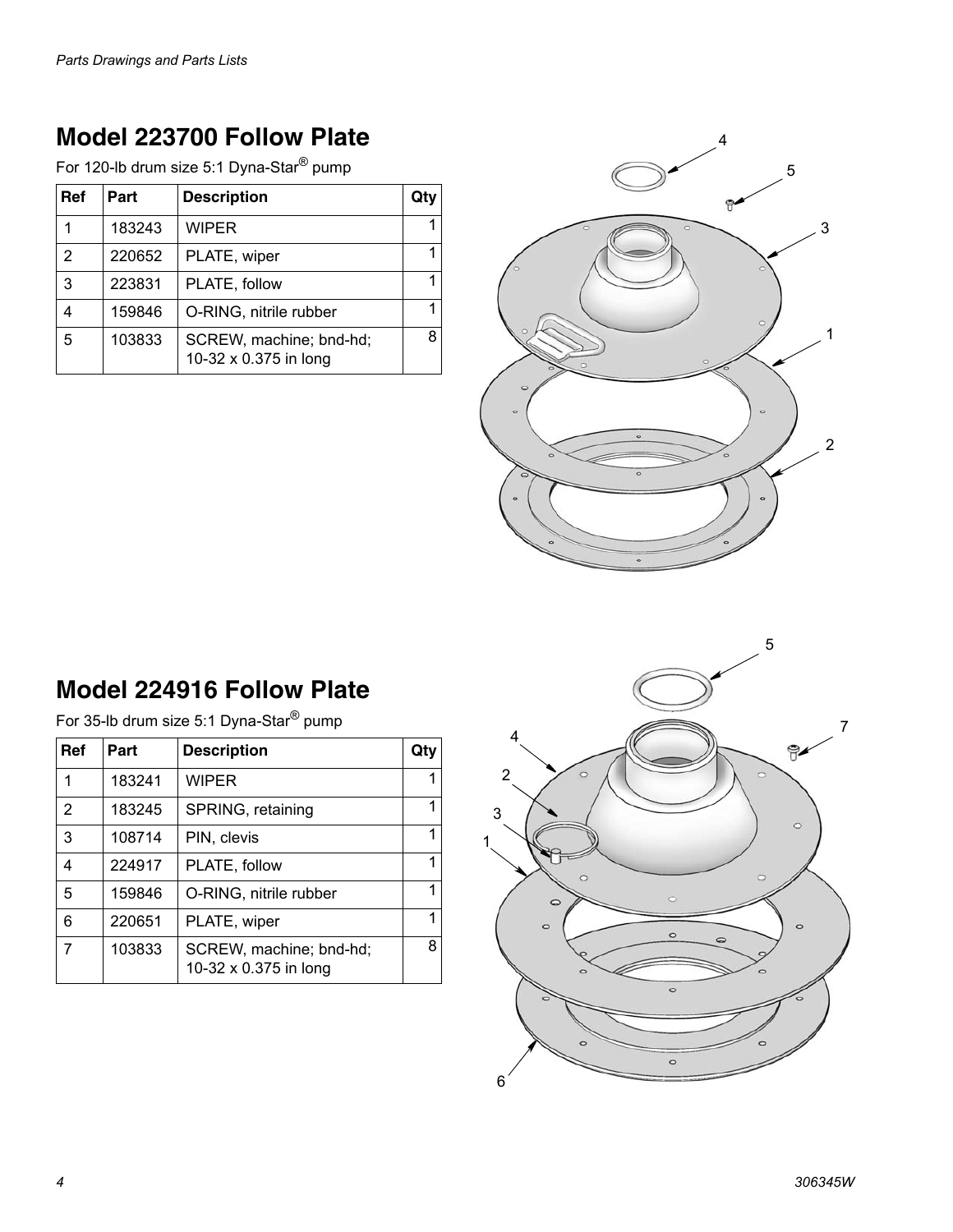## Model 223700 Follow Plate

For 120-lb drum size 5:1 Dyna-Star® pump

| Ref | Part | Description | Qty |
|---|---|---|---|
| 1 | 183243 | WIPER | 1 |
| 2 | 220652 | PLATE, wiper | 1 |
| 3 | 223831 | PLATE, follow | 1 |
| 4 | 159846 | O-RING, nitrile rubber | 1 |
| 5 | 103833 | SCREW, machine; bnd-hd; 10-32 x 0.375 in long | 8 |

## Model 224916 Follow Plate

For 35-lb drum size 5:1 Dyna-Star® pump

| Ref | Part | Description | Qty |
|---|---|---|---|
| 1 | 183241 | WIPER | 1 |
| 2 | 183245 | SPRING, retaining | 1 |
| 3 | 108714 | PIN, clevis | 1 |
| 4 | 224917 | PLATE, follow | 1 |
| 5 | 159846 | O-RING, nitrile rubber | 1 |
| 6 | 220651 | PLATE, wiper | 1 |
| 7 | 103833 | SCREW, machine; bnd-hd; 10-32 x 0.375 in long | 8 |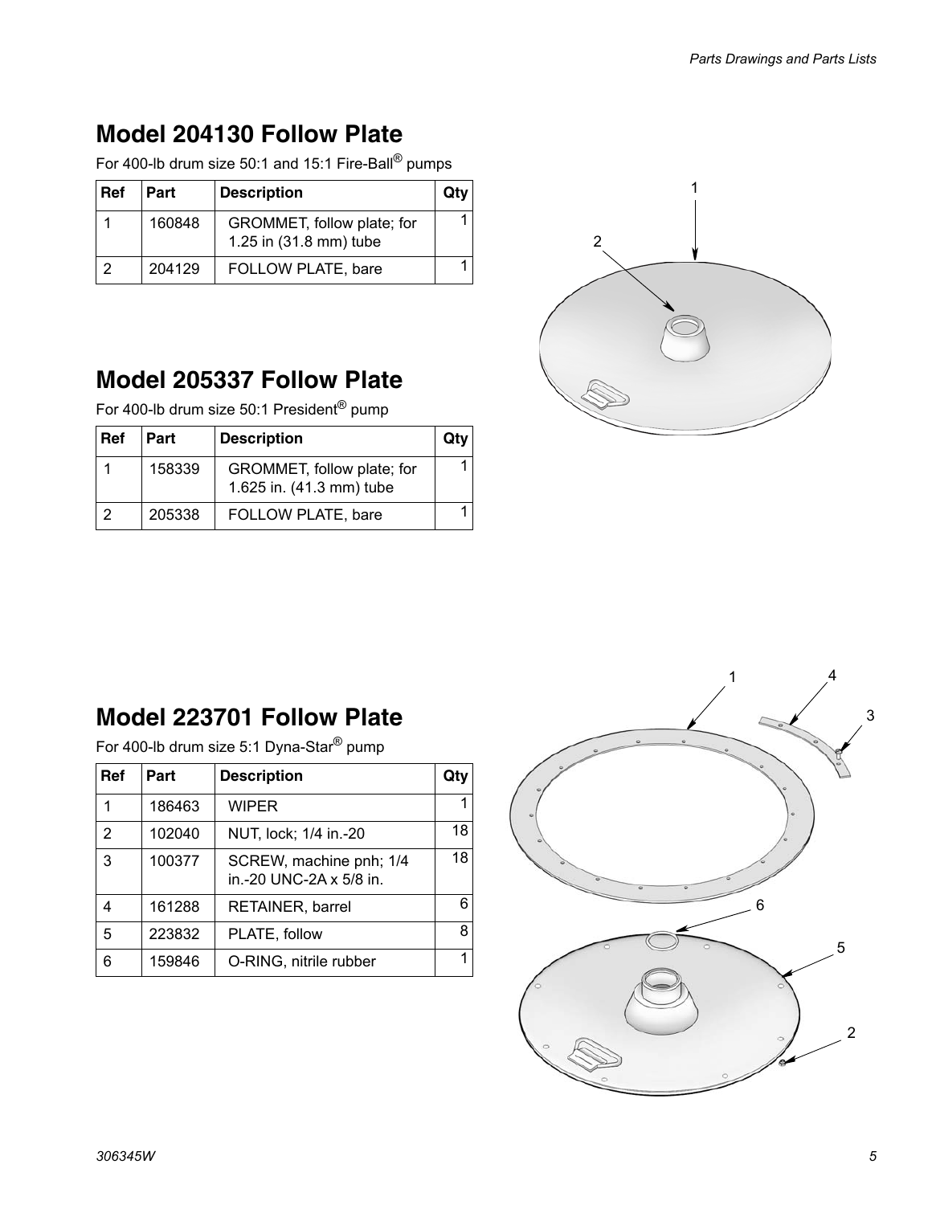## Model 204130 Follow Plate

For 400-lb drum size 50:1 and 15:1 Fire-Ball® pumps

| Ref | Part | Description | Qty |
|---|---|---|---|
| 1 | 160848 | GROMMET, follow plate; for 1.25 in (31.8 mm) tube | 1 |
| 2 | 204129 | FOLLOW PLATE, bare | 1 |

## Model 205337 Follow Plate

For 400-lb drum size 50:1 President® pump

| Ref | Part | Description | Qty |
|---|---|---|---|
| 1 | 158339 | GROMMET, follow plate; for 1.625 in. (41.3 mm) tube | 1 |
| 2 | 205338 | FOLLOW PLATE, bare | 1 |

## Model 223701 Follow Plate

For 400-lb drum size 5:1 Dyna-Star® pump

| Ref | Part | Description | Qty |
|---|---|---|---|
| 1 | 186463 | WIPER | 1 |
| 2 | 102040 | NUT, lock; 1/4 in.-20 | 18 |
| 3 | 100377 | SCREW, machine pnh; 1/4 in.-20 UNC-2A x 5/8 in. | 18 |
| 4 | 161288 | RETAINER, barrel | 6 |
| 5 | 223832 | PLATE, follow | 8 |
| 6 | 159846 | O-RING, nitrile rubber | 1 |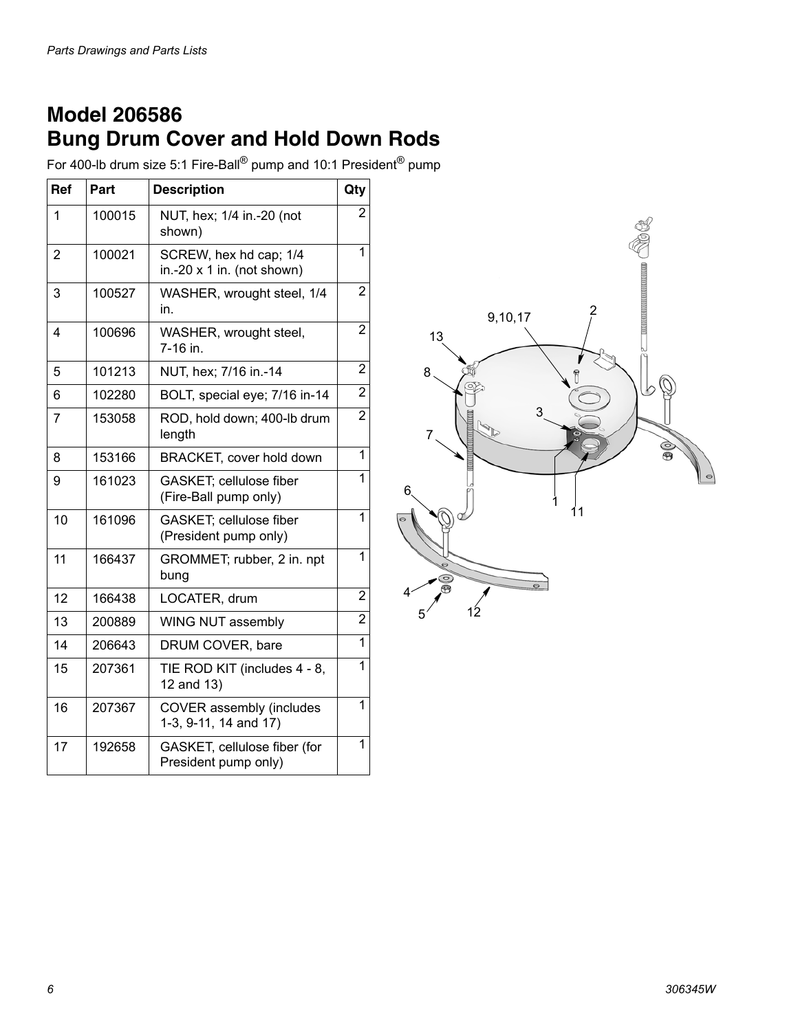## Model 206586
## Bung Drum Cover and Hold Down Rods

For 400-lb drum size 5:1 Fire-Ball® pump and 10:1 President® pump

| Ref | Part | Description | Qty |
|---|---|---|---|
| 1 | 100015 | NUT, hex; 1/4 in.-20 (not shown) | 2 |
| 2 | 100021 | SCREW, hex hd cap; 1/4 in.-20 x 1 in. (not shown) | 1 |
| 3 | 100527 | WASHER, wrought steel, 1/4 in. | 2 |
| 4 | 100696 | WASHER, wrought steel, 7-16 in. | 2 |
| 5 | 101213 | NUT, hex; 7/16 in.-14 | 2 |
| 6 | 102280 | BOLT, special eye; 7/16 in-14 | 2 |
| 7 | 153058 | ROD, hold down; 400-lb drum length | 2 |
| 8 | 153166 | BRACKET, cover hold down | 1 |
| 9 | 161023 | GASKET; cellulose fiber (Fire-Ball pump only) | 1 |
| 10 | 161096 | GASKET; cellulose fiber (President pump only) | 1 |
| 11 | 166437 | GROMMET; rubber, 2 in. npt bung | 1 |
| 12 | 166438 | LOCATER, drum | 2 |
| 13 | 200889 | WING NUT assembly | 2 |
| 14 | 206643 | DRUM COVER, bare | 1 |
| 15 | 207361 | TIE ROD KIT (includes 4 - 8, 12 and 13) | 1 |
| 16 | 207367 | COVER assembly (includes 1-3, 9-11, 14 and 17) | 1 |
| 17 | 192658 | GASKET, cellulose fiber (for President pump only) | 1 |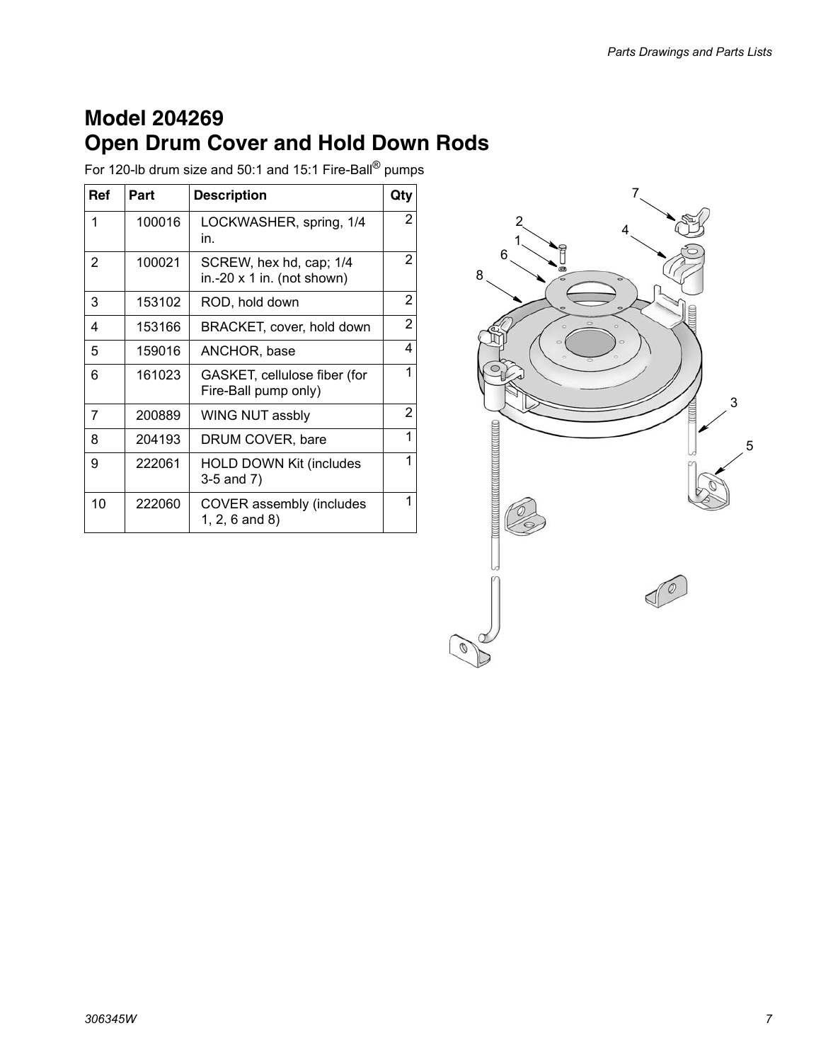# Model 204269
# Open Drum Cover and Hold Down Rods

For 120-lb drum size and 50:1 and 15:1 Fire-Ball® pumps

| Ref | Part | Description | Qty |
|---|---|---|---|
| 1 | 100016 | LOCKWASHER, spring, 1/4 in. | 2 |
| 2 | 100021 | SCREW, hex hd, cap; 1/4 in.-20 x 1 in. (not shown) | 2 |
| 3 | 153102 | ROD, hold down | 2 |
| 4 | 153166 | BRACKET, cover, hold down | 2 |
| 5 | 159016 | ANCHOR, base | 4 |
| 6 | 161023 | GASKET, cellulose fiber (for Fire-Ball pump only) | 1 |
| 7 | 200889 | WING NUT assbly | 2 |
| 8 | 204193 | DRUM COVER, bare | 1 |
| 9 | 222061 | HOLD DOWN Kit (includes 3-5 and 7) | 1 |
| 10 | 222060 | COVER assembly (includes 1, 2, 6 and 8) | 1 |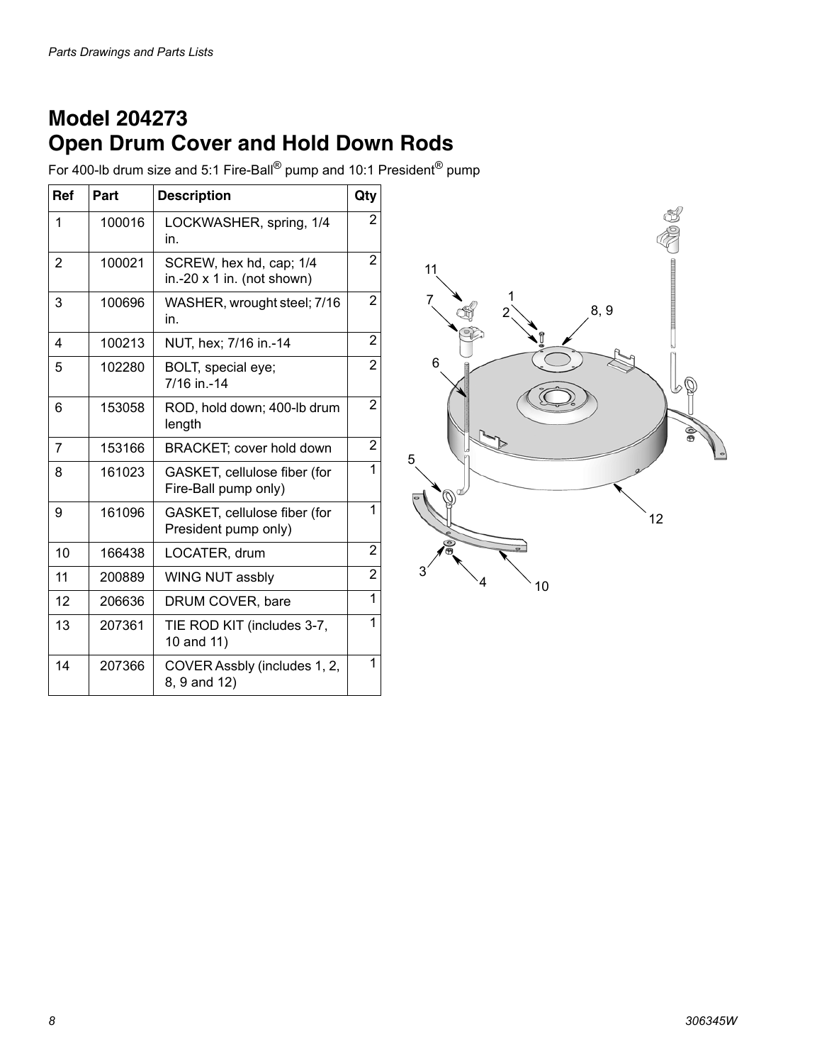## Model 204273
## Open Drum Cover and Hold Down Rods

For 400-lb drum size and 5:1 Fire-Ball® pump and 10:1 President® pump

| Ref | Part | Description | Qty |
|---|---|---|---|
| 1 | 100016 | LOCKWASHER, spring, 1/4 in. | 2 |
| 2 | 100021 | SCREW, hex hd, cap; 1/4 in.-20 x 1 in. (not shown) | 2 |
| 3 | 100696 | WASHER, wrought steel; 7/16 in. | 2 |
| 4 | 100213 | NUT, hex; 7/16 in.-14 | 2 |
| 5 | 102280 | BOLT, special eye; 7/16 in.-14 | 2 |
| 6 | 153058 | ROD, hold down; 400-lb drum length | 2 |
| 7 | 153166 | BRACKET; cover hold down | 2 |
| 8 | 161023 | GASKET, cellulose fiber (for Fire-Ball pump only) | 1 |
| 9 | 161096 | GASKET, cellulose fiber (for President pump only) | 1 |
| 10 | 166438 | LOCATER, drum | 2 |
| 11 | 200889 | WING NUT assbly | 2 |
| 12 | 206636 | DRUM COVER, bare | 1 |
| 13 | 207361 | TIE ROD KIT (includes 3-7, 10 and 11) | 1 |
| 14 | 207366 | COVER Assbly (includes 1, 2, 8, 9 and 12) | 1 |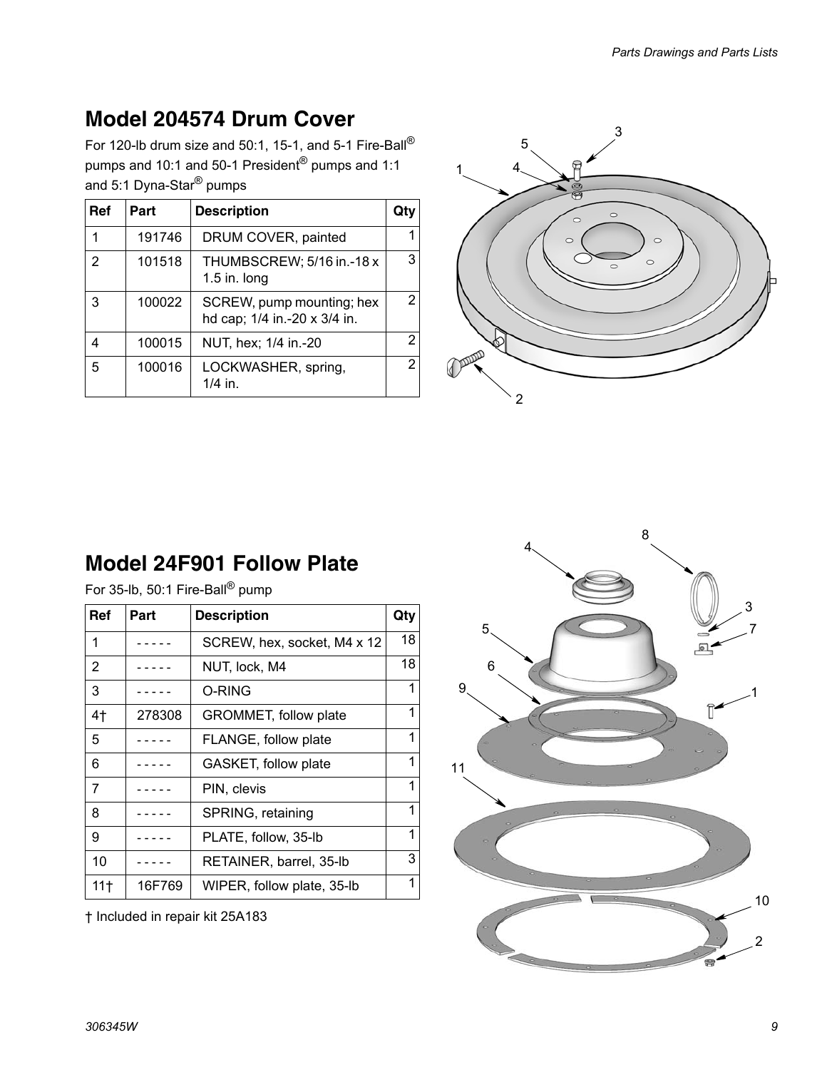## Model 204574 Drum Cover

For 120-lb drum size and 50:1, 15-1, and 5-1 Fire-Ball® pumps and 10:1 and 50-1 President® pumps and 1:1 and 5:1 Dyna-Star® pumps

| Ref | Part | Description | Qty |
|---|---|---|---|
| 1 | 191746 | DRUM COVER, painted | 1 |
| 2 | 101518 | THUMBSCREW; 5/16 in.-18 x 1.5 in. long | 3 |
| 3 | 100022 | SCREW, pump mounting; hex hd cap; 1/4 in.-20 x 3/4 in. | 2 |
| 4 | 100015 | NUT, hex; 1/4 in.-20 | 2 |
| 5 | 100016 | LOCKWASHER, spring, 1/4 in. | 2 |

## Model 24F901 Follow Plate

For 35-lb, 50:1 Fire-Ball® pump

| Ref | Part | Description | Qty |
|---|---|---|---|
| 1 | ----- | SCREW, hex, socket, M4 x 12 | 18 |
| 2 | ----- | NUT, lock, M4 | 18 |
| 3 | ----- | O-RING | 1 |
| 4† | 278308 | GROMMET, follow plate | 1 |
| 5 | ----- | FLANGE, follow plate | 1 |
| 6 | ----- | GASKET, follow plate | 1 |
| 7 | ----- | PIN, clevis | 1 |
| 8 | ----- | SPRING, retaining | 1 |
| 9 | ----- | PLATE, follow, 35-lb | 1 |
| 10 | ----- | RETAINER, barrel, 35-lb | 3 |
| 11† | 16F769 | WIPER, follow plate, 35-lb | 1 |

† Included in repair kit 25A183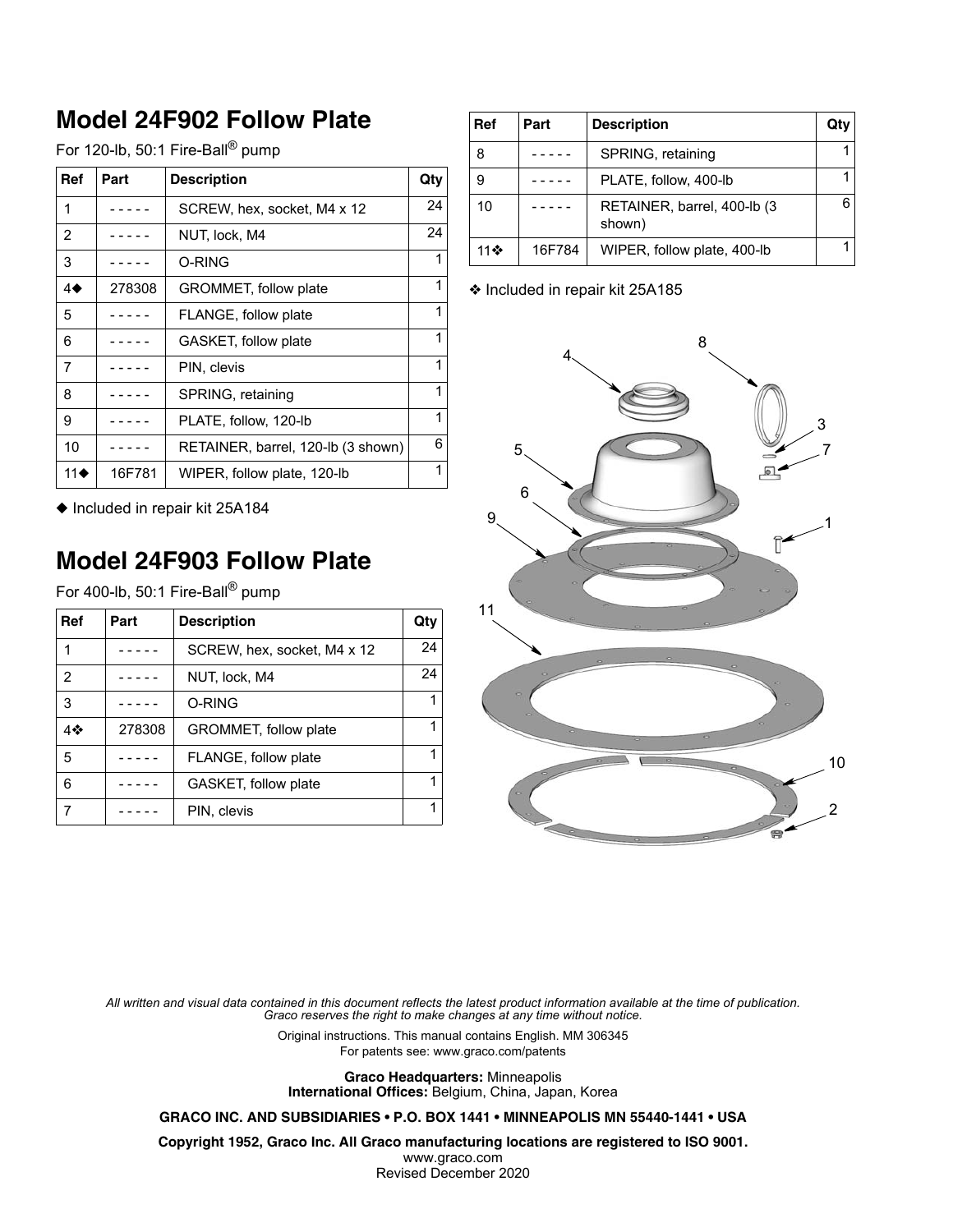## Model 24F902 Follow Plate

For 120-lb, 50:1 Fire-Ball® pump

| Ref | Part | Description | Qty |
|---|---|---|---|
| 1 | ----- | SCREW, hex, socket, M4 x 12 | 24 |
| 2 | ----- | NUT, lock, M4 | 24 |
| 3 | ----- | O-RING | 1 |
| 4◆ | 278308 | GROMMET, follow plate | 1 |
| 5 | ----- | FLANGE, follow plate | 1 |
| 6 | ----- | GASKET, follow plate | 1 |
| 7 | ----- | PIN, clevis | 1 |
| 8 | ----- | SPRING, retaining | 1 |
| 9 | ----- | PLATE, follow, 120-lb | 1 |
| 10 | ----- | RETAINER, barrel, 120-lb (3 shown) | 6 |
| 11◆ | 16F781 | WIPER, follow plate, 120-lb | 1 |

◆ Included in repair kit 25A184

## Model 24F903 Follow Plate

For 400-lb, 50:1 Fire-Ball® pump

| Ref | Part | Description | Qty |
|---|---|---|---|
| 1 | ----- | SCREW, hex, socket, M4 x 12 | 24 |
| 2 | ----- | NUT, lock, M4 | 24 |
| 3 | ----- | O-RING | 1 |
| 4❖ | 278308 | GROMMET, follow plate | 1 |
| 5 | ----- | FLANGE, follow plate | 1 |
| 6 | ----- | GASKET, follow plate | 1 |
| 7 | ----- | PIN, clevis | 1 |
| 8 | ----- | SPRING, retaining | 1 |
| 9 | ----- | PLATE, follow, 400-lb | 1 |
| 10 | ----- | RETAINER, barrel, 400-lb (3 shown) | 6 |
| 11❖ | 16F784 | WIPER, follow plate, 400-lb | 1 |

❖ Included in repair kit 25A185

4
8
3
7
5
6
9
1
11
10
2

*All written and visual data contained in this document reflects the latest product information available at the time of publication. Graco reserves the right to make changes at any time without notice.*

Original instructions. This manual contains English. MM 306345

For patents see: www.graco.com/patents

**Graco Headquarters:** Minneapolis
**International Offices:** Belgium, China, Japan, Korea

**GRACO INC. AND SUBSIDIARIES • P.O. BOX 1441 • MINNEAPOLIS MN 55440-1441 • USA**

**Copyright 1952, Graco Inc. All Graco manufacturing locations are registered to ISO 9001.**
www.graco.com
Revised December 2020